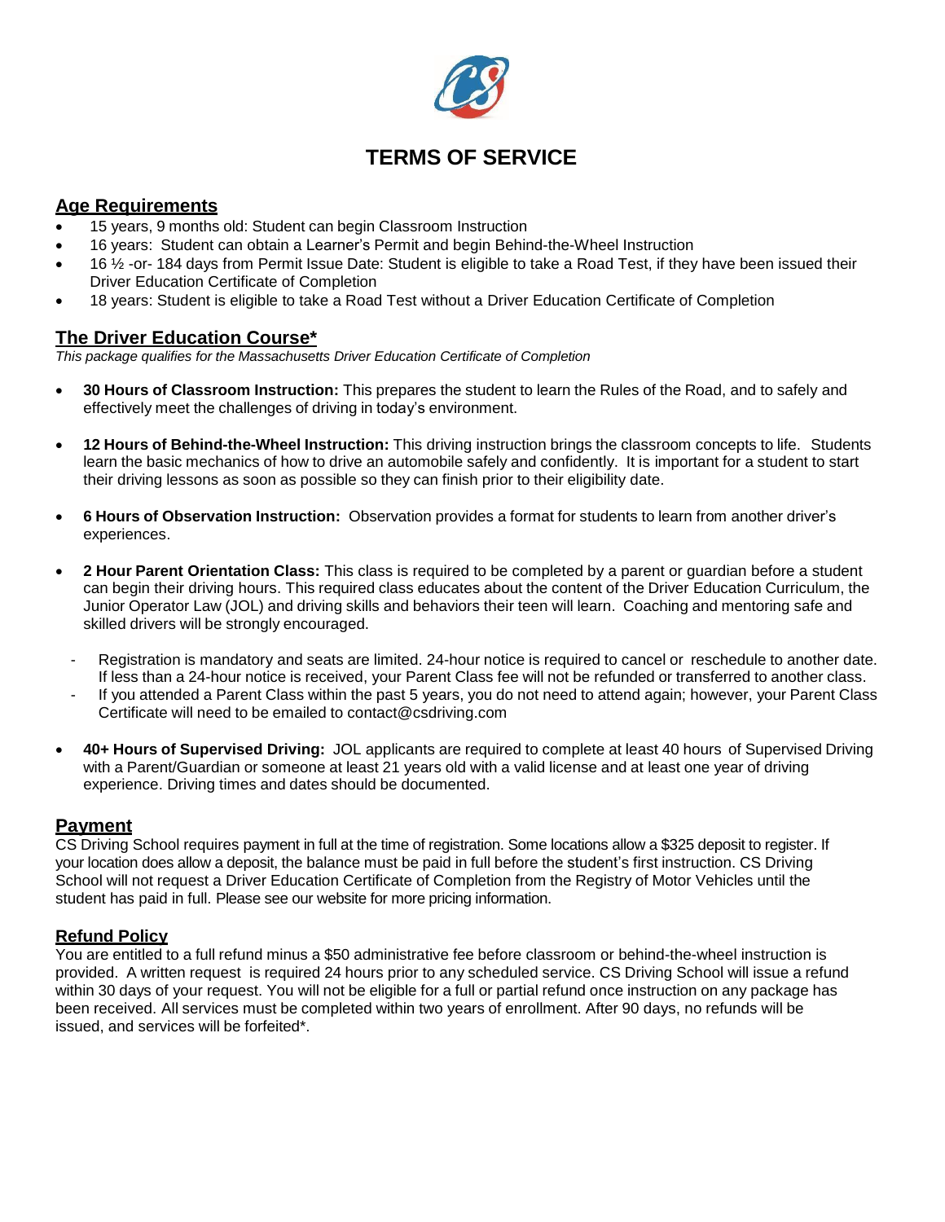# TERMS OF SERVICE

## Age Requirements

- 15 years, 9 months old: Student can begin Classroom Instruction
- 16 years: Student can obtain a Learner's Permit and begin Behind-the-Wheel Instruction
- 16 ½ -or- 184 days from Permit Issue Date: Student is eligible to take a Road Test, if they have been issued their Driver Education Certificate of Completion
- 18 years: Student is eligible to take a Road Test without a Driver Education Certificate of Completion

## The Driver Education Course*

*This package qualifies for the Massachusetts Driver Education Certificate of Completion*

- **30 Hours of Classroom Instruction:** This prepares the student to learn the Rules of the Road, and to safely and effectively meet the challenges of driving in today's environment.

- **12 Hours of Behind-the-Wheel Instruction:** This driving instruction brings the classroom concepts to life. Students learn the basic mechanics of how to drive an automobile safely and confidently. It is important for a student to start their driving lessons as soon as possible so they can finish prior to their eligibility date.

- **6 Hours of Observation Instruction:** Observation provides a format for students to learn from another driver's experiences.

- **2 Hour Parent Orientation Class:** This class is required to be completed by a parent or guardian before a student can begin their driving hours. This required class educates about the content of the Driver Education Curriculum, the Junior Operator Law (JOL) and driving skills and behaviors their teen will learn. Coaching and mentoring safe and skilled drivers will be strongly encouraged.
  - Registration is mandatory and seats are limited. 24-hour notice is required to cancel or reschedule to another date. If less than a 24-hour notice is received, your Parent Class fee will not be refunded or transferred to another class.
  - If you attended a Parent Class within the past 5 years, you do not need to attend again; however, your Parent Class Certificate will need to be emailed to contact@csdriving.com

- **40+ Hours of Supervised Driving:** JOL applicants are required to complete at least 40 hours of Supervised Driving with a Parent/Guardian or someone at least 21 years old with a valid license and at least one year of driving experience. Driving times and dates should be documented.

## Payment

CS Driving School requires payment in full at the time of registration. Some locations allow a $325 deposit to register. If your location does allow a deposit, the balance must be paid in full before the student's first instruction. CS Driving School will not request a Driver Education Certificate of Completion from the Registry of Motor Vehicles until the student has paid in full. Please see our website for more pricing information.

### Refund Policy

You are entitled to a full refund minus a $50 administrative fee before classroom or behind-the-wheel instruction is provided. A written request is required 24 hours prior to any scheduled service. CS Driving School will issue a refund within 30 days of your request. You will not be eligible for a full or partial refund once instruction on any package has been received. All services must be completed within two years of enrollment. After 90 days, no refunds will be issued, and services will be forfeited*.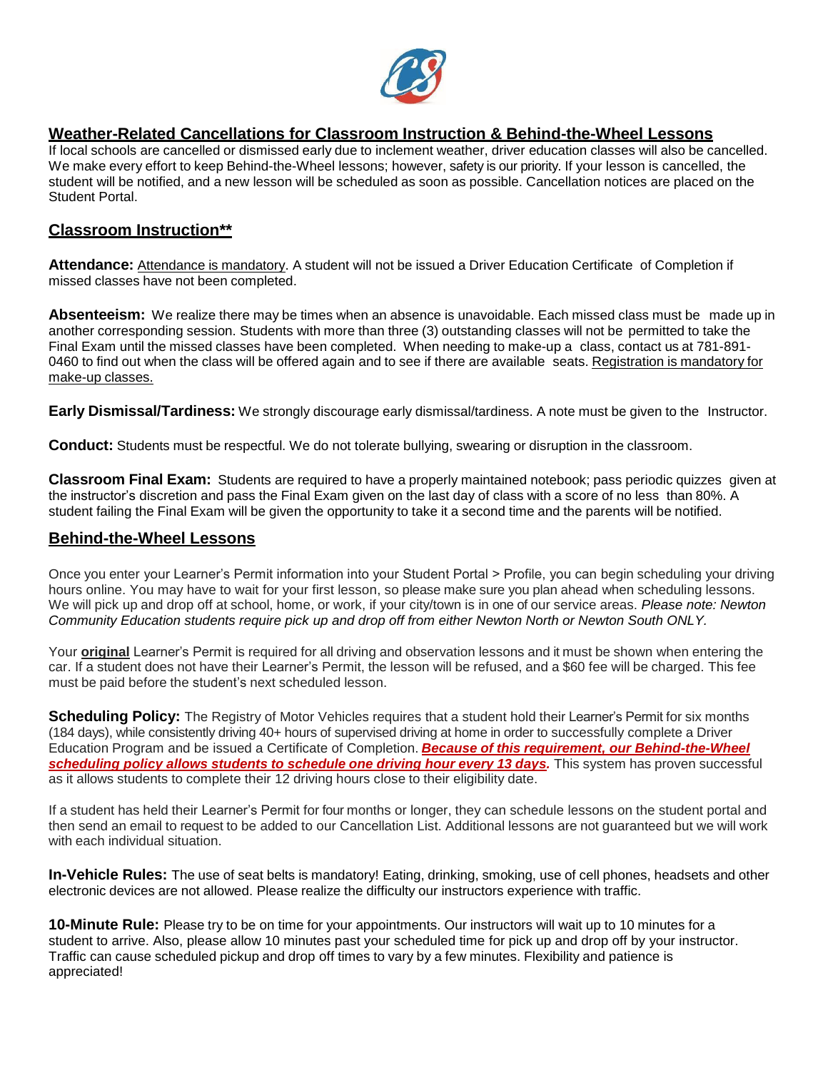## Weather-Related Cancellations for Classroom Instruction & Behind-the-Wheel Lessons

If local schools are cancelled or dismissed early due to inclement weather, driver education classes will also be cancelled. We make every effort to keep Behind-the-Wheel lessons; however, safety is our priority. If your lesson is cancelled, the student will be notified, and a new lesson will be scheduled as soon as possible. Cancellation notices are placed on the Student Portal.

## Classroom Instruction**

**Attendance:** Attendance is mandatory. A student will not be issued a Driver Education Certificate of Completion if missed classes have not been completed.

**Absenteeism:** We realize there may be times when an absence is unavoidable. Each missed class must be made up in another corresponding session. Students with more than three (3) outstanding classes will not be permitted to take the Final Exam until the missed classes have been completed. When needing to make-up a class, contact us at 781-891-0460 to find out when the class will be offered again and to see if there are available seats. Registration is mandatory for make-up classes.

**Early Dismissal/Tardiness:** We strongly discourage early dismissal/tardiness. A note must be given to the Instructor.

**Conduct:** Students must be respectful. We do not tolerate bullying, swearing or disruption in the classroom.

**Classroom Final Exam:** Students are required to have a properly maintained notebook; pass periodic quizzes given at the instructor's discretion and pass the Final Exam given on the last day of class with a score of no less than 80%. A student failing the Final Exam will be given the opportunity to take it a second time and the parents will be notified.

## Behind-the-Wheel Lessons

Once you enter your Learner's Permit information into your Student Portal > Profile, you can begin scheduling your driving hours online. You may have to wait for your first lesson, so please make sure you plan ahead when scheduling lessons. We will pick up and drop off at school, home, or work, if your city/town is in one of our service areas. *Please note: Newton Community Education students require pick up and drop off from either Newton North or Newton South ONLY.*

Your **original** Learner's Permit is required for all driving and observation lessons and it must be shown when entering the car. If a student does not have their Learner's Permit, the lesson will be refused, and a $60 fee will be charged. This fee must be paid before the student's next scheduled lesson.

**Scheduling Policy:** The Registry of Motor Vehicles requires that a student hold their Learner's Permit for six months (184 days), while consistently driving 40+ hours of supervised driving at home in order to successfully complete a Driver Education Program and be issued a Certificate of Completion. ***Because of this requirement, our Behind-the-Wheel scheduling policy allows students to schedule one driving hour every 13 days.*** This system has proven successful as it allows students to complete their 12 driving hours close to their eligibility date.

If a student has held their Learner's Permit for four months or longer, they can schedule lessons on the student portal and then send an email to request to be added to our Cancellation List. Additional lessons are not guaranteed but we will work with each individual situation.

**In-Vehicle Rules:** The use of seat belts is mandatory! Eating, drinking, smoking, use of cell phones, headsets and other electronic devices are not allowed. Please realize the difficulty our instructors experience with traffic.

**10-Minute Rule:** Please try to be on time for your appointments. Our instructors will wait up to 10 minutes for a student to arrive. Also, please allow 10 minutes past your scheduled time for pick up and drop off by your instructor. Traffic can cause scheduled pickup and drop off times to vary by a few minutes. Flexibility and patience is appreciated!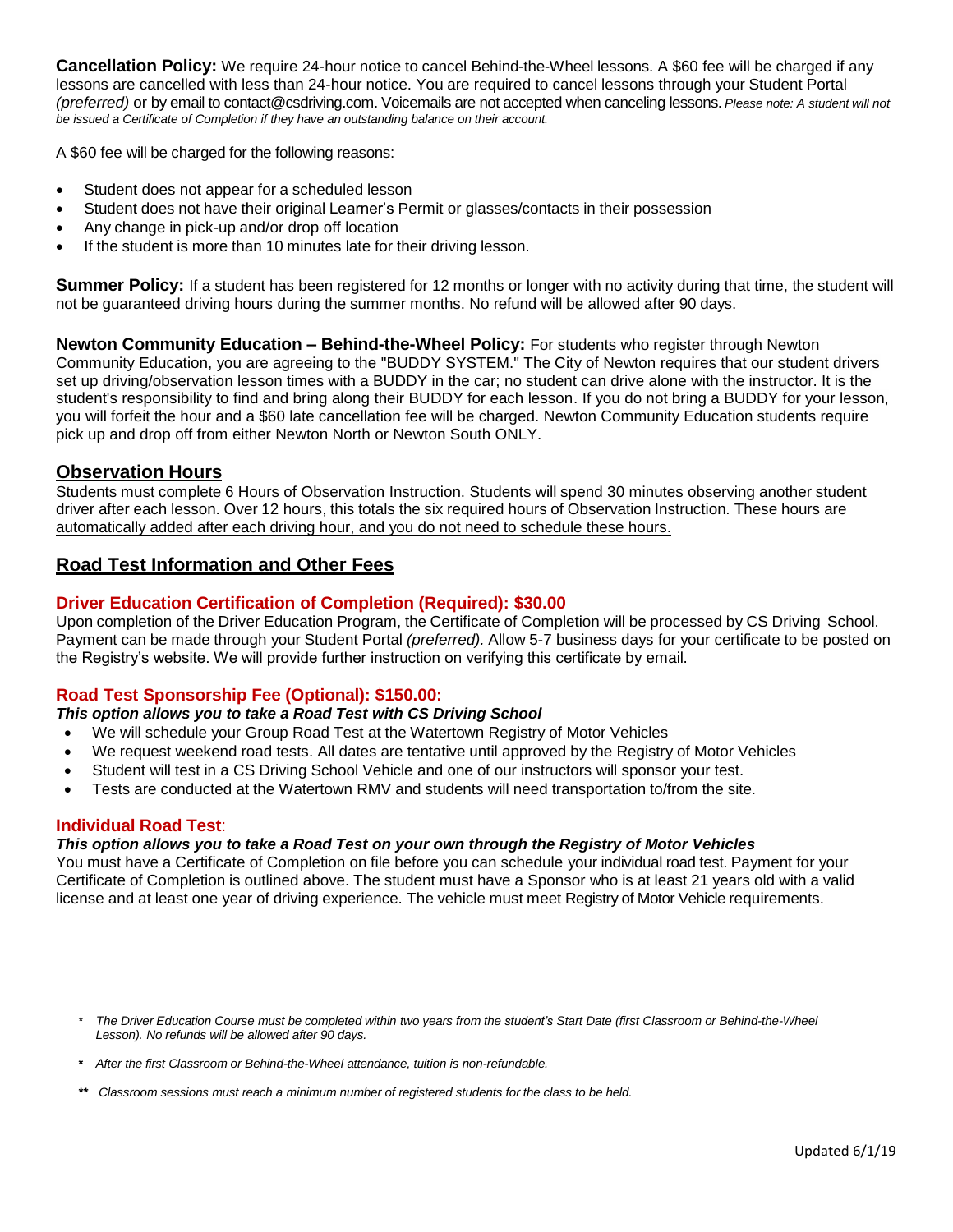**Cancellation Policy:** We require 24-hour notice to cancel Behind-the-Wheel lessons. A $60 fee will be charged if any lessons are cancelled with less than 24-hour notice. You are required to cancel lessons through your Student Portal *(preferred)* or by email to contact@csdriving.com. Voicemails are not accepted when canceling lessons. *Please note: A student will not be issued a Certificate of Completion if they have an outstanding balance on their account.*

A $60 fee will be charged for the following reasons:

- Student does not appear for a scheduled lesson
- Student does not have their original Learner's Permit or glasses/contacts in their possession
- Any change in pick-up and/or drop off location
- If the student is more than 10 minutes late for their driving lesson.

**Summer Policy:** If a student has been registered for 12 months or longer with no activity during that time, the student will not be guaranteed driving hours during the summer months. No refund will be allowed after 90 days.

**Newton Community Education – Behind-the-Wheel Policy:** For students who register through Newton Community Education, you are agreeing to the "BUDDY SYSTEM." The City of Newton requires that our student drivers set up driving/observation lesson times with a BUDDY in the car; no student can drive alone with the instructor. It is the student's responsibility to find and bring along their BUDDY for each lesson. If you do not bring a BUDDY for your lesson, you will forfeit the hour and a $60 late cancellation fee will be charged. Newton Community Education students require pick up and drop off from either Newton North or Newton South ONLY.

## Observation Hours

Students must complete 6 Hours of Observation Instruction. Students will spend 30 minutes observing another student driver after each lesson. Over 12 hours, this totals the six required hours of Observation Instruction. <u>These hours are automatically added after each driving hour, and you do not need to schedule these hours.</u>

## Road Test Information and Other Fees

### Driver Education Certification of Completion (Required): $30.00

Upon completion of the Driver Education Program, the Certificate of Completion will be processed by CS Driving School. Payment can be made through your Student Portal *(preferred)*. Allow 5-7 business days for your certificate to be posted on the Registry's website. We will provide further instruction on verifying this certificate by email.

### Road Test Sponsorship Fee (Optional): $150.00:

***This option allows you to take a Road Test with CS Driving School***

- We will schedule your Group Road Test at the Watertown Registry of Motor Vehicles
- We request weekend road tests. All dates are tentative until approved by the Registry of Motor Vehicles
- Student will test in a CS Driving School Vehicle and one of our instructors will sponsor your test.
- Tests are conducted at the Watertown RMV and students will need transportation to/from the site.

### Individual Road Test:

***This option allows you to take a Road Test on your own through the Registry of Motor Vehicles***

You must have a Certificate of Completion on file before you can schedule your individual road test. Payment for your Certificate of Completion is outlined above. The student must have a Sponsor who is at least 21 years old with a valid license and at least one year of driving experience. The vehicle must meet Registry of Motor Vehicle requirements.

*\* The Driver Education Course must be completed within two years from the student's Start Date (first Classroom or Behind-the-Wheel Lesson). No refunds will be allowed after 90 days.*

*\* After the first Classroom or Behind-the-Wheel attendance, tuition is non-refundable.*

*\*\* Classroom sessions must reach a minimum number of registered students for the class to be held.*

Updated 6/1/19